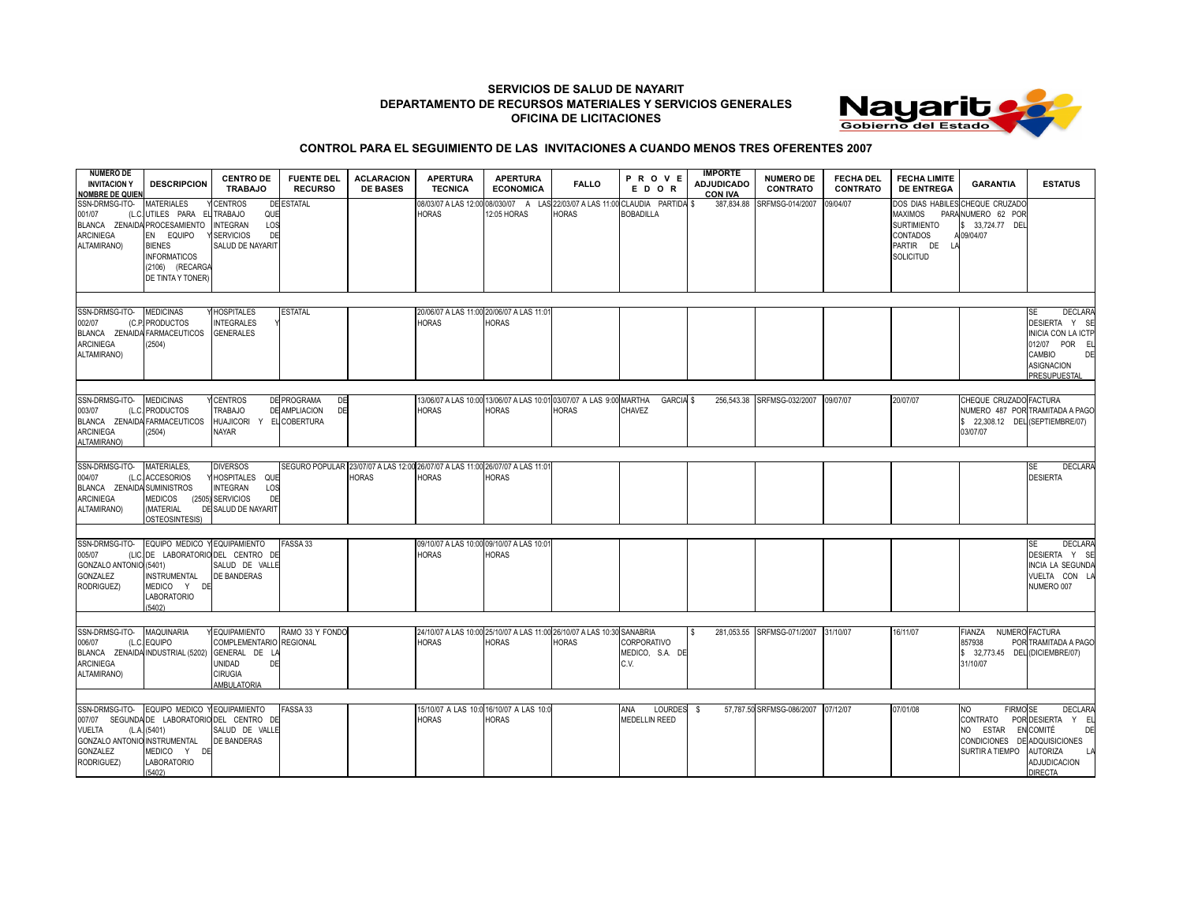**SERVICIOS DE SALUD DE NAYARIT**
**DEPARTAMENTO DE RECURSOS MATERIALES Y SERVICIOS GENERALES**
**OFICINA DE LICITACIONES**

**CONTROL PARA EL SEGUIMIENTO DE LAS INVITACIONES A CUANDO MENOS TRES OFERENTES 2007**

| NUMERO DE INVITACION Y NOMBRE DE QUIEN | DESCRIPCION | CENTRO DE TRABAJO | FUENTE DEL RECURSO | ACLARACION DE BASES | APERTURA TECNICA | APERTURA ECONOMICA | FALLO | P R O V E E D O R | IMPORTE ADJUDICADO CON IVA | NUMERO DE CONTRATO | FECHA DEL CONTRATO | FECHA LIMITE DE ENTREGA | GARANTIA | ESTATUS |
|---|---|---|---|---|---|---|---|---|---|---|---|---|---|---|
| SSN-DRMSG-ITO-001/07 (L.C. BLANCA ZENAIDA ARCINIEGA ALTAMIRANO) | MATERIALES Y UTILES PARA EL PROCESAMIENTO EN EQUIPO Y BIENES INFORMATICOS (2106) (RECARGA DE TINTA Y TONER) | CENTROS DE TRABAJO QUE INTEGRAN LOS SERVICIOS DE SALUD DE NAYARIT | ESTATAL | | 08/03/07 A LAS 12:00 HORAS | 08/030/07 A LAS 12:05 HORAS | 22/03/07 A LAS 11:00 HORAS | CLAUDIA PARTIDA BOBADILLA | $ 387,834.88 | SRFMSG-014/2007 | 09/04/07 | DOS DIAS HABILES MAXIMOS PARA SURTIMIENTO CONTADOS A PARTIR DE LA SOLICITUD | CHEQUE CRUZADO NUMERO 62 POR $ 33,724.77 DEL 09/04/07 | |
| SSN-DRMSG-ITO-002/07 (C.P. BLANCA ZENAIDA ARCINIEGA ALTAMIRANO) | MEDICINAS Y PRODUCTOS FARMACEUTICOS (2504) | HOSPITALES INTEGRALES Y GENERALES | ESTATAL | | 20/06/07 A LAS 11:00 HORAS | 20/06/07 A LAS 11:01 HORAS | | | | | | | | SE DECLARA DESIERTA Y SE INICIA CON LA ICTP 012/07 POR EL CAMBIO DE ASIGNACION PRESUPUESTAL |
| SSN-DRMSG-ITO-003/07 (L.C. BLANCA ZENAIDA ARCINIEGA ALTAMIRANO) | MEDICINAS Y PRODUCTOS FARMACEUTICOS (2504) | CENTROS DE TRABAJO DE HUAJICORI Y EL NAYAR | PROGRAMA DE AMPLIACION DE COBERTURA | | 13/06/07 A LAS 10:00 HORAS | 13/06/07 A LAS 10:01 HORAS | 03/07/07 A LAS 9:00 HORAS | MARTHA GARCIA CHAVEZ | $ 256,543.38 | SRFMSG-032/2007 | 09/07/07 | 20/07/07 | CHEQUE CRUZADO NUMERO 487 POR $ 22,308.12 DEL 03/07/07 | FACTURA TRAMITADA A PAGO (SEPTIEMBRE/07) |
| SSN-DRMSG-ITO-004/07 (L.C. BLANCA ZENAIDA ARCINIEGA ALTAMIRANO) | MATERIALES, ACCESORIOS Y SUMINISTROS MEDICOS (2505) (MATERIAL DE OSTEOSINTESIS) | DIVERSOS HOSPITALES QUE INTEGRAN LOS SERVICIOS DE SALUD DE NAYARIT | SEGURO POPULAR | 23/07/07 A LAS 12:00 HORAS | 26/07/07 A LAS 11:00 HORAS | 26/07/07 A LAS 11:01 HORAS | | | | | | | | SE DECLARA DESIERTA |
| SSN-DRMSG-ITO-005/07 (LIC. GONZALO ANTONIO GONZALEZ RODRIGUEZ) | EQUIPO MEDICO Y DE LABORATORIO (5401) INSTRUMENTAL MEDICO Y DE LABORATORIO (5402) | EQUIPAMIENTO DEL CENTRO DE SALUD DE VALLE DE BANDERAS | FASSA 33 | | 09/10/07 A LAS 10:00 HORAS | 09/10/07 A LAS 10:01 HORAS | | | | | | | | SE DECLARA DESIERTA Y SE INCIA LA SEGUNDA VUELTA CON LA NUMERO 007 |
| SSN-DRMSG-ITO-006/07 (L.C. BLANCA ZENAIDA ARCINIEGA ALTAMIRANO) | MAQUINARIA Y EQUIPO INDUSTRIAL (5202) | EQUIPAMIENTO COMPLEMENTARIO GENERAL DE LA UNIDAD DE CIRUGIA AMBULATORIA | RAMO 33 Y FONDO REGIONAL | | 24/10/07 A LAS 10:00 HORAS | 25/10/07 A LAS 11:00 HORAS | 26/10/07 A LAS 10:30 HORAS | SANABRIA CORPORATIVO MEDICO, S.A. DE C.V. | $ 281,053.55 | SRFMSG-071/2007 | 31/10/07 | 16/11/07 | FIANZA NUMERO 857938 POR $ 32,773.45 DEL 31/10/07 | FACTURA TRAMITADA A PAGO (DICIEMBRE/07) |
| SSN-DRMSG-ITO-007/07 SEGUNDA VUELTA (L.A. GONZALO ANTONIO GONZALEZ RODRIGUEZ) | EQUIPO MEDICO Y DE LABORATORIO (5401) INSTRUMENTAL MEDICO Y DE LABORATORIO (5402) | EQUIPAMIENTO DEL CENTRO DE SALUD DE VALLE DE BANDERAS | FASSA 33 | | 15/10/07 A LAS 10:0 HORAS | 16/10/07 A LAS 10:0 HORAS | | ANA LOURDES MEDELLIN REED | $ 57,787.50 | SRFMSG-086/2007 | 07/12/07 | 07/01/08 | NO FIRMO CONTRATO POR NO ESTAR EN CONDICIONES DE SURTIR A TIEMPO | SE DECLARA DESIERTA Y EL COMITÉ DE ADQUISICIONES AUTORIZA LA ADJUDICACION DIRECTA |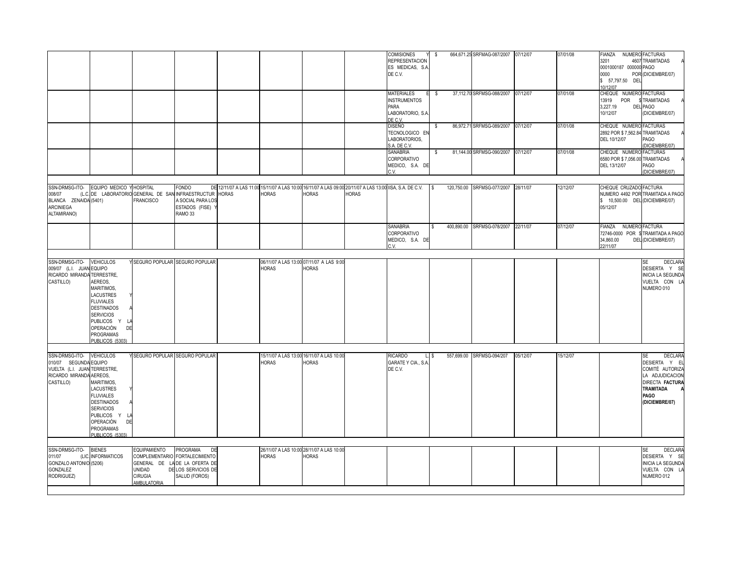| | | | | | | | | | | | | | | |
|---|---|---|---|---|---|---|---|---|---|---|---|---|---|---|
| | | | | | | | | COMISIONES Y REPRESENTACIONES MEDICAS, S.A. DE C.V. | $ 664,671.25 | SRFMAG-087/2007 | 07/12/07 | 07/01/08 | FIANZA NUMERO 3201 0001000187 000000 0000 POR $ 57,797.50 DEL 10/12/07 | FACTURAS 4607 TRAMITADAS A PAGO (DICIEMBRE/07) |
| | | | | | | | | MATERIALES E INSTRUMENTOS PARA LABORATORIO, S.A. DE C.V. | $ 37,112.70 | SRFMSG-088/2007 | 07/12/07 | 07/01/08 | CHEQUE NUMERO 13919 POR $ 3,227.19 DEL 10/12/07 | FACTURAS TRAMITADAS A PAGO (DICIEMBRE/07) |
| | | | | | | | | DISEÑO TECNOLOGICO EN LABORATORIOS, S.A. DE C.V. | $ 86,972.71 | SRFMSG-089/2007 | 07/12/07 | 07/01/08 | CHEQUE NUMERO 2892 POR $ 7,562.84 DEL 10/12/07 | FACTURAS TRAMITADAS A PAGO (DICIEMBRE/07) |
| | | | | | | | | SANABRIA CORPORATIVO MEDICO, S.A. DE C.V. | $ 81,144.00 | SRFMSG-090/2007 | 07/12/07 | 07/01/08 | CHEQUE NUMERO 6580 POR $ 7,056.00 DEL 13/12/07 | FACTURAS TRAMITADAS A PAGO (DICIEMBRE/07) |
| | | | | | | | | | | | | | | |
| SSN-DRMSG-ITO-008/07 (L.I. BLANCA ZENAIDA ARCINIEGA ALTAMIRANO) | EQUIPO MEDICO Y DE LABORATORIO (5401) | HOSPITAL GENERAL DE SAN FRANCISCO | FONDO DE INFRAESTRUCTURA SOCIAL PARA LOS ESTADOS (FISE) Y RAMO 33 | 12/11/07 A LAS 11:00 HORAS | 15/11/07 A LAS 10:00 HORAS | 16/11/07 A LAS 09:00 HORAS | 20/11/07 A LAS 13:00 HORAS | IISA, S.A. DE C.V. | $ 120,750.00 | SRFMSG-077/2007 | 28/11/07 | 12/12/07 | CHEQUE CRUZADO NUMERO 4492 POR $ 10,500.00 DEL 05/12/07 | FACTURA TRAMITADA A PAGO (DICIEMBRE/07) |
| | | | | | | | | SANABRIA CORPORATIVO MEDICO, S.A. DE C.V. | $ 400,890.00 | SRFMSG-078/2007 | 22/11/07 | 07/12/07 | FIANZA NUMERO 72746-0000 POR $ 34,860.00 DEL 22/11/07 | FACTURA TRAMITADA A PAGO (DICIEMBRE/07) |
| | | | | | | | | | | | | | | |
| SSN-DRMSG-ITO-009/07 (L.I. JUAN RICARDO MIRANDA CASTILLO) | VEHICULOS Y EQUIPO TERRESTRE, AEREOS, MARITIMOS, LACUSTRES Y FLUVIALES DESTINADOS A SERVICIOS PUBLICOS Y LA OPERACIÓN DE PROGRAMAS PUBLICOS (5303) | SEGURO POPULAR | SEGURO POPULAR | | 06/11/07 A LAS 13:00 HORAS | 07/11/07 A LAS 9:00 HORAS | | | | | | | | SE DECLARA DESIERTA Y SE INICIA LA SEGUNDA VUELTA CON LA NUMERO 010 |
| | | | | | | | | | | | | | | |
| SSN-DRMSG-ITO-010/07 SEGUNDA VUELTA (L.I. JUAN RICARDO MIRANDA CASTILLO) | VEHICULOS Y EQUIPO TERRESTRE, AEREOS, MARITIMOS, LACUSTRES Y FLUVIALES DESTINADOS A SERVICIOS PUBLICOS Y LA OPERACIÓN DE PROGRAMAS PUBLICOS (5303) | SEGURO POPULAR | SEGURO POPULAR | | 15/11/07 A LAS 13:00 HORAS | 16/11/07 A LAS 10:00 HORAS | | RICARDO L GARATE Y CIA., S.A. DE C.V. | $ 557,699.00 | SRFMSG-094/207 | 05/12/07 | 15/12/07 | | SE DECLARA DESIERTA Y EL COMITÉ AUTORIZA LA ADJUDICACION DIRECTA **FACTURA TRAMITADA A PAGO (DICIEMBRE/07)** |
| | | | | | | | | | | | | | | |
| SSN-DRMSG-ITO-011/07 (LIC. GONZALO ANTONIO GONZALEZ RODRIGUEZ) | BIENES INFORMATICOS (5206) | EQUIPAMIENTO COMPLEMENTARIO GENERAL DE LA UNIDAD DE CIRUGIA AMBULATORIA | PROGRAMA DE FORTALECIMIENTO DE LA OFERTA DE LOS SERVICIOS DE SALUD (FOROS) | | 26/11/07 A LAS 10:00 HORAS | 28/11/07 A LAS 10:00 HORAS | | | | | | | | SE DECLARA DESIERTA Y SE INICIA LA SEGUNDA VUELTA CON LA NUMERO 012 |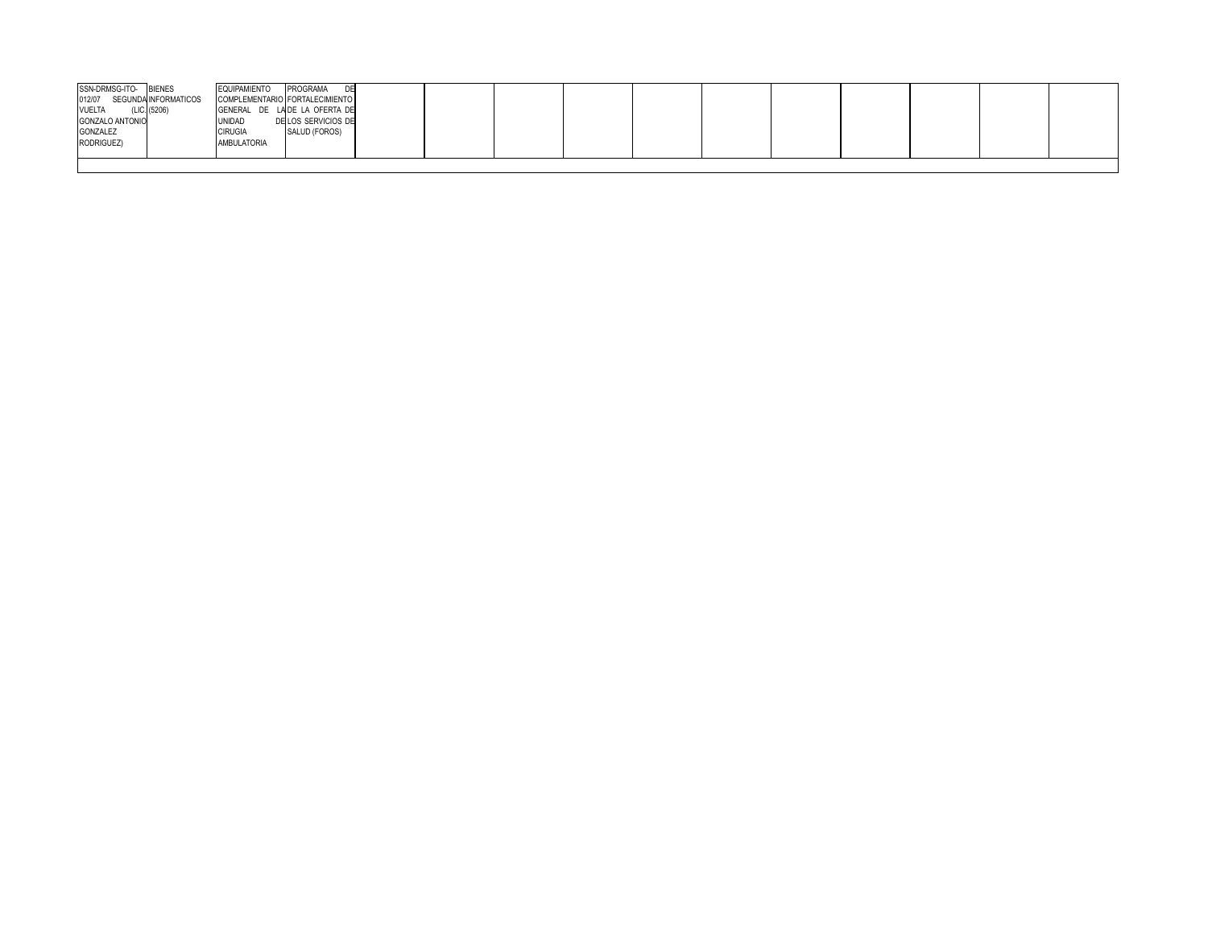| | | | | | | | | | | | | | | |
|---|---|---|---|---|---|---|---|---|---|---|---|---|---|---|
| SSN-DRMSG-ITO-012/07 SEGUNDA VUELTA (LIC. GONZALO ANTONIO GONZALEZ RODRIGUEZ) | BIENES INFORMATICOS (5206) | EQUIPAMIENTO COMPLEMENTARIO GENERAL DE LA UNIDAD DE CIRUGIA AMBULATORIA | PROGRAMA DE FORTALECIMIENTO DE LA OFERTA DE LOS SERVICIOS DE SALUD (FOROS) | | | | | | | | | | | |
| | | | | | | | | | | | | | | |